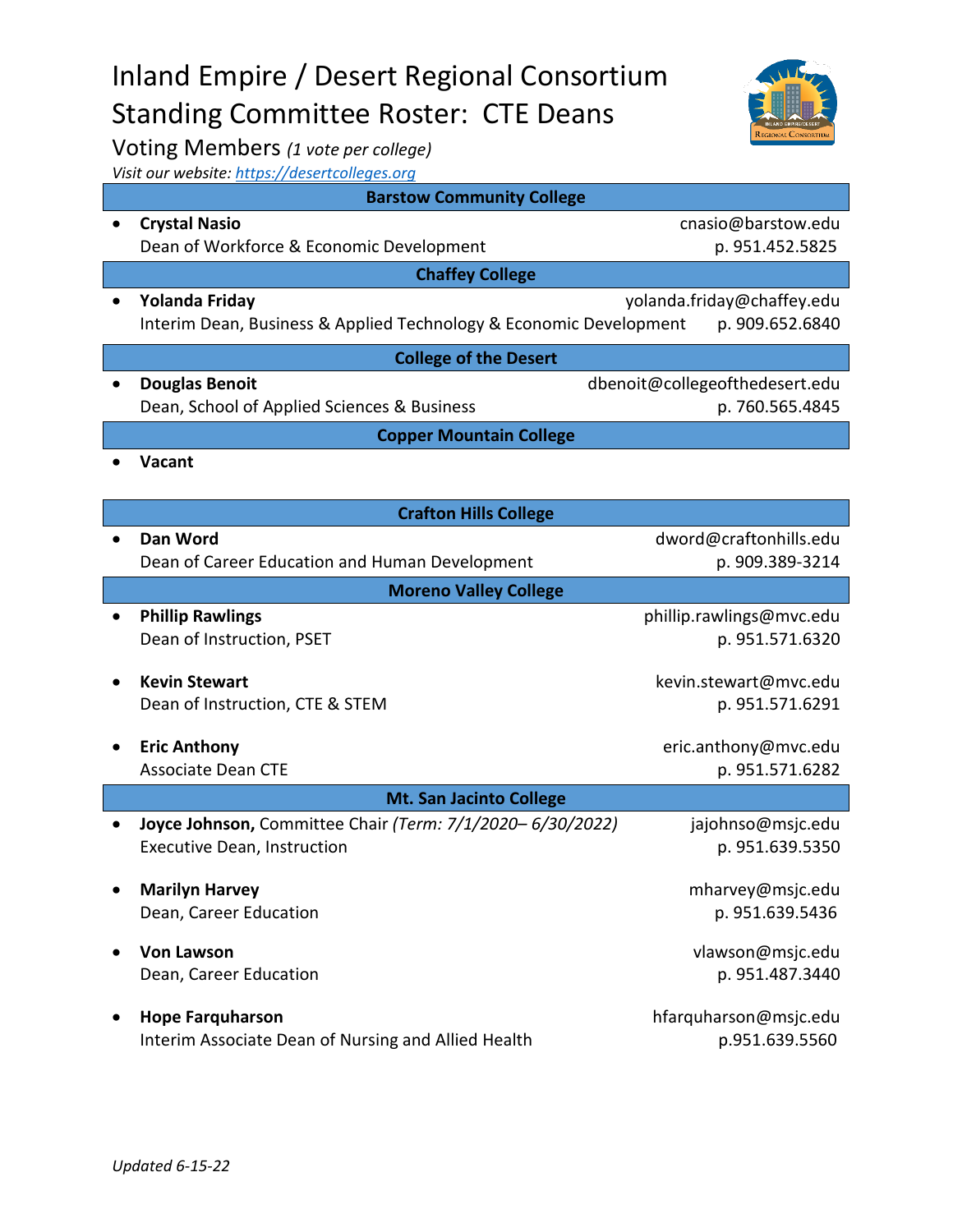# Inland Empire / Desert Regional Consortium
# Standing Committee Roster: CTE Deans

## Voting Members *(1 vote per college)*

*Visit our website: [https://desertcolleges.org](https://desertcolleges.org)*

### Barstow Community College

- **Crystal Nasio** — cnasio@barstow.edu
  Dean of Workforce & Economic Development — p. 951.452.5825

### Chaffey College

- **Yolanda Friday** — yolanda.friday@chaffey.edu
  Interim Dean, Business & Applied Technology & Economic Development — p. 909.652.6840

### College of the Desert

- **Douglas Benoit** — dbenoit@collegeofthedesert.edu
  Dean, School of Applied Sciences & Business — p. 760.565.4845

### Copper Mountain College

- **Vacant**

### Crafton Hills College

- **Dan Word** — dword@craftonhills.edu
  Dean of Career Education and Human Development — p. 909.389-3214

### Moreno Valley College

- **Phillip Rawlings** — phillip.rawlings@mvc.edu
  Dean of Instruction, PSET — p. 951.571.6320

- **Kevin Stewart** — kevin.stewart@mvc.edu
  Dean of Instruction, CTE & STEM — p. 951.571.6291

- **Eric Anthony** — eric.anthony@mvc.edu
  Associate Dean CTE — p. 951.571.6282

### Mt. San Jacinto College

- **Joyce Johnson,** Committee Chair *(Term: 7/1/2020– 6/30/2022)* — jajohnso@msjc.edu
  Executive Dean, Instruction — p. 951.639.5350

- **Marilyn Harvey** — mharvey@msjc.edu
  Dean, Career Education — p. 951.639.5436

- **Von Lawson** — vlawson@msjc.edu
  Dean, Career Education — p. 951.487.3440

- **Hope Farquharson** — hfarquharson@msjc.edu
  Interim Associate Dean of Nursing and Allied Health — p.951.639.5560

*Updated 6-15-22*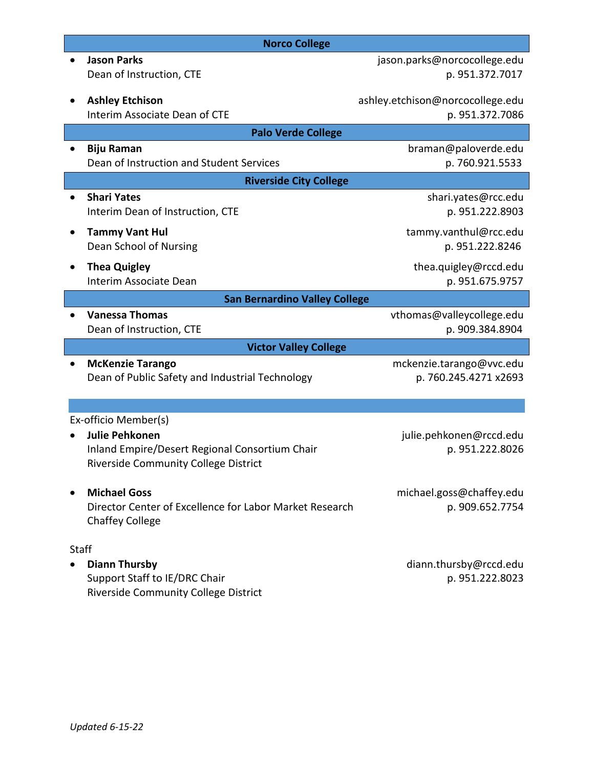## Norco College

- **Jason Parks**
  Dean of Instruction, CTE
  jason.parks@norcocollege.edu
  p. 951.372.7017

- **Ashley Etchison**
  Interim Associate Dean of CTE
  ashley.etchison@norcocollege.edu
  p. 951.372.7086

## Palo Verde College

- **Biju Raman**
  Dean of Instruction and Student Services
  braman@paloverde.edu
  p. 760.921.5533

## Riverside City College

- **Shari Yates**
  Interim Dean of Instruction, CTE
  shari.yates@rcc.edu
  p. 951.222.8903

- **Tammy Vant Hul**
  Dean School of Nursing
  tammy.vanthul@rcc.edu
  p. 951.222.8246

- **Thea Quigley**
  Interim Associate Dean
  thea.quigley@rccd.edu
  p. 951.675.9757

## San Bernardino Valley College

- **Vanessa Thomas**
  Dean of Instruction, CTE
  vthomas@valleycollege.edu
  p. 909.384.8904

## Victor Valley College

- **McKenzie Tarango**
  Dean of Public Safety and Industrial Technology
  mckenzie.tarango@vvc.edu
  p. 760.245.4271 x2693

---

Ex-officio Member(s)

- **Julie Pehkonen**
  Inland Empire/Desert Regional Consortium Chair
  Riverside Community College District
  julie.pehkonen@rccd.edu
  p. 951.222.8026

- **Michael Goss**
  Director Center of Excellence for Labor Market Research
  Chaffey College
  michael.goss@chaffey.edu
  p. 909.652.7754

Staff

- **Diann Thursby**
  Support Staff to IE/DRC Chair
  Riverside Community College District
  diann.thursby@rccd.edu
  p. 951.222.8023

*Updated 6-15-22*